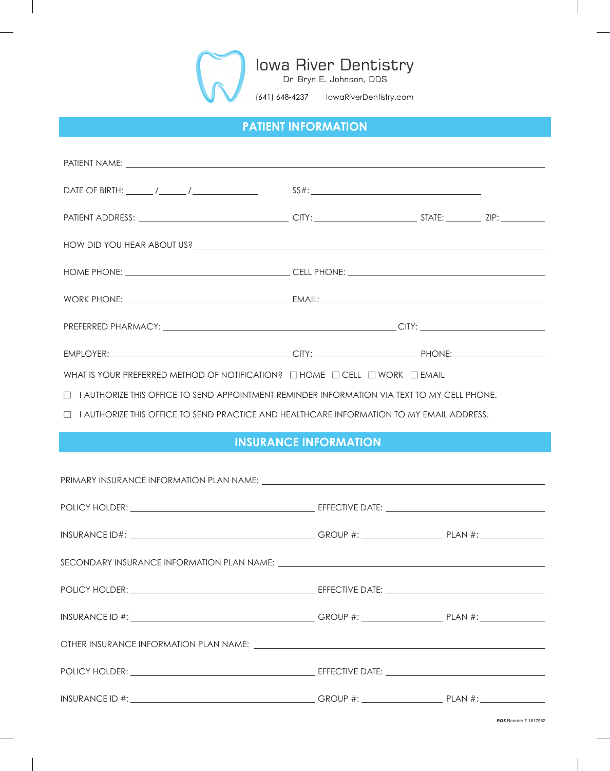# Iowa River Dentistry

Dr. Bryn E. Johnson, DDS

(641) 648-4237 IowaRiverDentistry.com

## PATIENT INFORMATION

PATIENT NAME: ______________________________

DATE OF BIRTH: _____ / _____ / __________ SS#: ______________________________

PATIENT ADDRESS: ______________________ CITY: ________________ STATE: ______ ZIP: ________

HOW DID YOU HEAR ABOUT US? ______________________________

HOME PHONE: ______________________ CELL PHONE: ______________________

WORK PHONE: ______________________ EMAIL: ______________________

PREFERRED PHARMACY: ______________________ CITY: ______________________

EMPLOYER: ______________________ CITY: ________________ PHONE: ________________

WHAT IS YOUR PREFERRED METHOD OF NOTIFICATION? ☐ HOME ☐ CELL ☐ WORK ☐ EMAIL

☐ I AUTHORIZE THIS OFFICE TO SEND APPOINTMENT REMINDER INFORMATION VIA TEXT TO MY CELL PHONE.

☐ I AUTHORIZE THIS OFFICE TO SEND PRACTICE AND HEALTHCARE INFORMATION TO MY EMAIL ADDRESS.

## INSURANCE INFORMATION

PRIMARY INSURANCE INFORMATION PLAN NAME: ______________________________

POLICY HOLDER: ______________________ EFFECTIVE DATE: ______________________

INSURANCE ID#: ______________________ GROUP #: ______________ PLAN #: ______________

SECONDARY INSURANCE INFORMATION PLAN NAME: ______________________________

POLICY HOLDER: ______________________ EFFECTIVE DATE: ______________________

INSURANCE ID #: ______________________ GROUP #: ______________ PLAN #: ______________

OTHER INSURANCE INFORMATION PLAN NAME: ______________________________

POLICY HOLDER: ______________________ EFFECTIVE DATE: ______________________

INSURANCE ID #: ______________________ GROUP #: ______________ PLAN #: ______________

**POS** Reorder # 1817962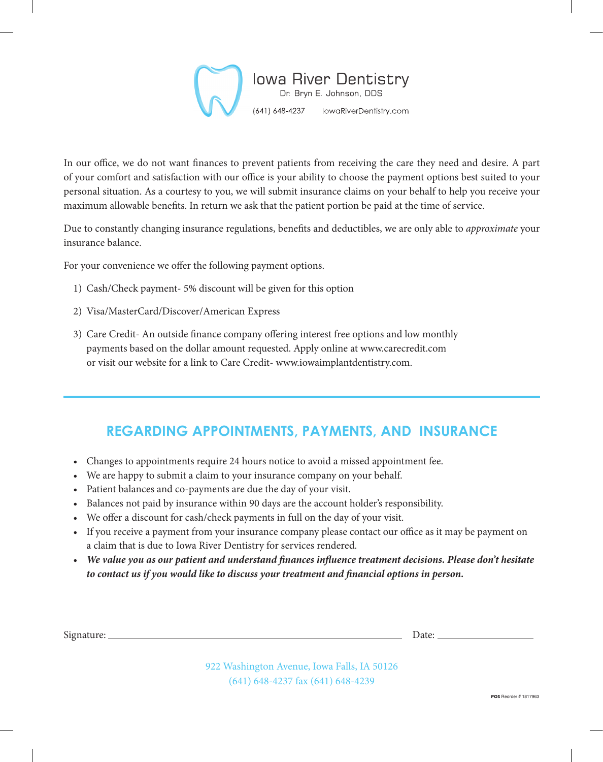# Iowa River Dentistry

Dr. Bryn E. Johnson, DDS

(641) 648-4237 IowaRiverDentistry.com

In our office, we do not want finances to prevent patients from receiving the care they need and desire. A part of your comfort and satisfaction with our office is your ability to choose the payment options best suited to your personal situation. As a courtesy to you, we will submit insurance claims on your behalf to help you receive your maximum allowable benefits. In return we ask that the patient portion be paid at the time of service.

Due to constantly changing insurance regulations, benefits and deductibles, we are only able to *approximate* your insurance balance.

For your convenience we offer the following payment options.

1) Cash/Check payment- 5% discount will be given for this option
2) Visa/MasterCard/Discover/American Express
3) Care Credit- An outside finance company offering interest free options and low monthly payments based on the dollar amount requested. Apply online at www.carecredit.com or visit our website for a link to Care Credit- www.iowaimplantdentistry.com.

---

## REGARDING APPOINTMENTS, PAYMENTS, AND INSURANCE

- Changes to appointments require 24 hours notice to avoid a missed appointment fee.
- We are happy to submit a claim to your insurance company on your behalf.
- Patient balances and co-payments are due the day of your visit.
- Balances not paid by insurance within 90 days are the account holder's responsibility.
- We offer a discount for cash/check payments in full on the day of your visit.
- If you receive a payment from your insurance company please contact our office as it may be payment on a claim that is due to Iowa River Dentistry for services rendered.
- ***We value you as our patient and understand finances influence treatment decisions. Please don't hesitate to contact us if you would like to discuss your treatment and financial options in person.***

Signature: ______________________________ Date: ______________

922 Washington Avenue, Iowa Falls, IA 50126
(641) 648-4237 fax (641) 648-4239

**POS** Reorder # 1817963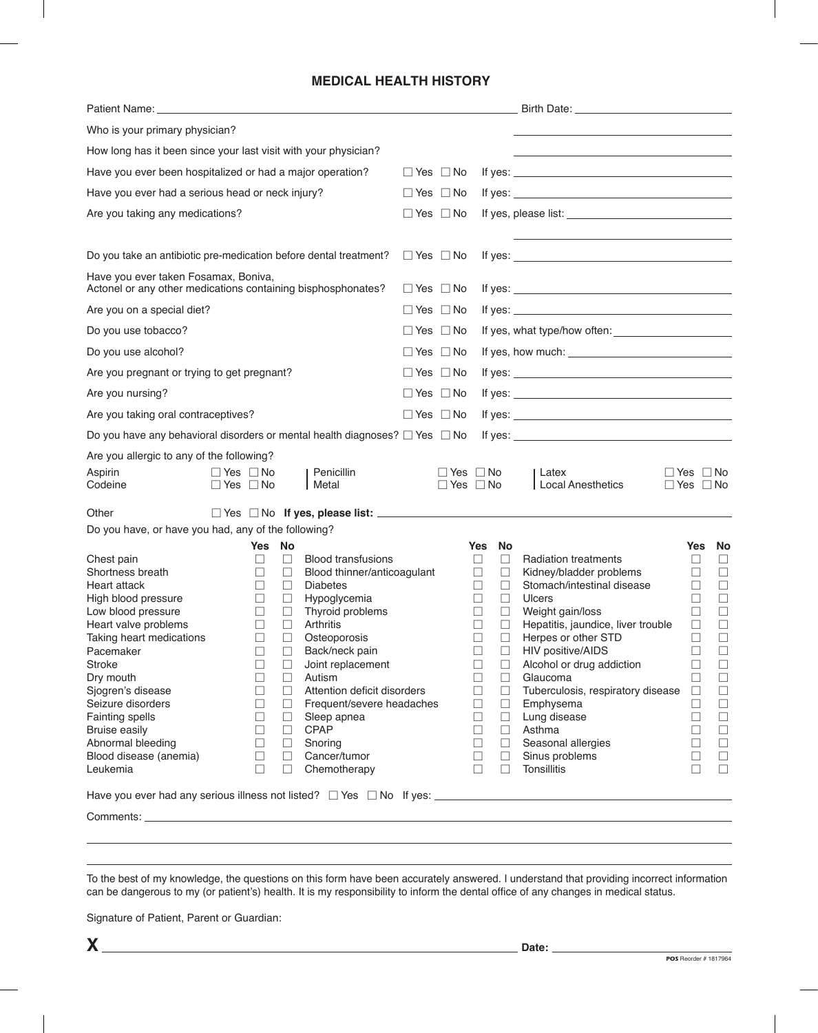# MEDICAL HEALTH HISTORY

Patient Name: ______________________________ Birth Date: ______________

Who is your primary physician? ______________

How long has it been since your last visit with your physician? ______________

Have you ever been hospitalized or had a major operation? ☐ Yes ☐ No If yes: ______________

Have you ever had a serious head or neck injury? ☐ Yes ☐ No If yes: ______________

Are you taking any medications? ☐ Yes ☐ No If yes, please list: ______________

Do you take an antibiotic pre-medication before dental treatment? ☐ Yes ☐ No If yes: ______________

Have you ever taken Fosamax, Boniva, Actonel or any other medications containing bisphosphonates? ☐ Yes ☐ No If yes: ______________

Are you on a special diet? ☐ Yes ☐ No If yes: ______________

Do you use tobacco? ☐ Yes ☐ No If yes, what type/how often: ______________

Do you use alcohol? ☐ Yes ☐ No If yes, how much: ______________

Are you pregnant or trying to get pregnant? ☐ Yes ☐ No If yes: ______________

Are you nursing? ☐ Yes ☐ No If yes: ______________

Are you taking oral contraceptives? ☐ Yes ☐ No If yes: ______________

Do you have any behavioral disorders or mental health diagnoses? ☐ Yes ☐ No If yes: ______________

Are you allergic to any of the following?

| | | | | | |
|---|---|---|---|---|---|
| Aspirin | ☐ Yes ☐ No | Penicillin | ☐ Yes ☐ No | Latex | ☐ Yes ☐ No |
| Codeine | ☐ Yes ☐ No | Metal | ☐ Yes ☐ No | Local Anesthetics | ☐ Yes ☐ No |

Other ☐ Yes ☐ No **If yes, please list:** ______________

Do you have, or have you had, any of the following?

| | Yes | No | | Yes | No | | Yes | No |
|---|---|---|---|---|---|---|---|---|
| Chest pain | ☐ | ☐ | Blood transfusions | ☐ | ☐ | Radiation treatments | ☐ | ☐ |
| Shortness breath | ☐ | ☐ | Blood thinner/anticoagulant | ☐ | ☐ | Kidney/bladder problems | ☐ | ☐ |
| Heart attack | ☐ | ☐ | Diabetes | ☐ | ☐ | Stomach/intestinal disease | ☐ | ☐ |
| High blood pressure | ☐ | ☐ | Hypoglycemia | ☐ | ☐ | Ulcers | ☐ | ☐ |
| Low blood pressure | ☐ | ☐ | Thyroid problems | ☐ | ☐ | Weight gain/loss | ☐ | ☐ |
| Heart valve problems | ☐ | ☐ | Arthritis | ☐ | ☐ | Hepatitis, jaundice, liver trouble | ☐ | ☐ |
| Taking heart medications | ☐ | ☐ | Osteoporosis | ☐ | ☐ | Herpes or other STD | ☐ | ☐ |
| Pacemaker | ☐ | ☐ | Back/neck pain | ☐ | ☐ | HIV positive/AIDS | ☐ | ☐ |
| Stroke | ☐ | ☐ | Joint replacement | ☐ | ☐ | Alcohol or drug addiction | ☐ | ☐ |
| Dry mouth | ☐ | ☐ | Autism | ☐ | ☐ | Glaucoma | ☐ | ☐ |
| Sjogren's disease | ☐ | ☐ | Attention deficit disorders | ☐ | ☐ | Tuberculosis, respiratory disease | ☐ | ☐ |
| Seizure disorders | ☐ | ☐ | Frequent/severe headaches | ☐ | ☐ | Emphysema | ☐ | ☐ |
| Fainting spells | ☐ | ☐ | Sleep apnea | ☐ | ☐ | Lung disease | ☐ | ☐ |
| Bruise easily | ☐ | ☐ | CPAP | ☐ | ☐ | Asthma | ☐ | ☐ |
| Abnormal bleeding | ☐ | ☐ | Snoring | ☐ | ☐ | Seasonal allergies | ☐ | ☐ |
| Blood disease (anemia) | ☐ | ☐ | Cancer/tumor | ☐ | ☐ | Sinus problems | ☐ | ☐ |
| Leukemia | ☐ | ☐ | Chemotherapy | ☐ | ☐ | Tonsillitis | ☐ | ☐ |

Have you ever had any serious illness not listed? ☐ Yes ☐ No If yes: ______________

Comments: ______________

To the best of my knowledge, the questions on this form have been accurately answered. I understand that providing incorrect information can be dangerous to my (or patient's) health. It is my responsibility to inform the dental office of any changes in medical status.

Signature of Patient, Parent or Guardian:

**X** ______________________________ **Date:** ______________

**POS** Reorder # 1817964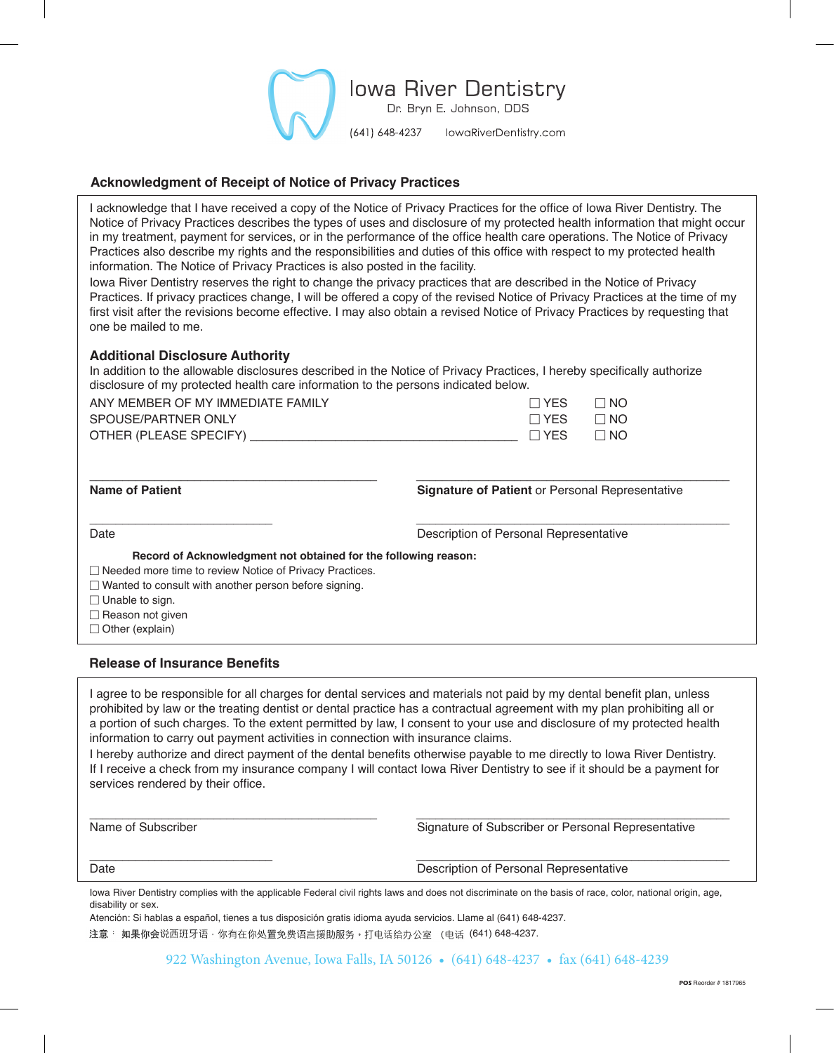# Iowa River Dentistry

Dr. Bryn E. Johnson, DDS

(641) 648-4237    IowaRiverDentistry.com

## Acknowledgment of Receipt of Notice of Privacy Practices

I acknowledge that I have received a copy of the Notice of Privacy Practices for the office of Iowa River Dentistry. The Notice of Privacy Practices describes the types of uses and disclosure of my protected health information that might occur in my treatment, payment for services, or in the performance of the office health care operations. The Notice of Privacy Practices also describe my rights and the responsibilities and duties of this office with respect to my protected health information. The Notice of Privacy Practices is also posted in the facility.

Iowa River Dentistry reserves the right to change the privacy practices that are described in the Notice of Privacy Practices. If privacy practices change, I will be offered a copy of the revised Notice of Privacy Practices at the time of my first visit after the revisions become effective. I may also obtain a revised Notice of Privacy Practices by requesting that one be mailed to me.

### Additional Disclosure Authority

In addition to the allowable disclosures described in the Notice of Privacy Practices, I hereby specifically authorize disclosure of my protected health care information to the persons indicated below.

| | | |
|---|---|---|
| ANY MEMBER OF MY IMMEDIATE FAMILY | ☐ YES | ☐ NO |
| SPOUSE/PARTNER ONLY | ☐ YES | ☐ NO |
| OTHER (PLEASE SPECIFY) ________________________________ | ☐ YES | ☐ NO |

_______________________________ **Name of Patient**

_______________________________ **Signature of Patient** or Personal Representative

_______________________________ Date

_______________________________ Description of Personal Representative

**Record of Acknowledgment not obtained for the following reason:**

- ☐ Needed more time to review Notice of Privacy Practices.
- ☐ Wanted to consult with another person before signing.
- ☐ Unable to sign.
- ☐ Reason not given
- ☐ Other (explain)

## Release of Insurance Benefits

I agree to be responsible for all charges for dental services and materials not paid by my dental benefit plan, unless prohibited by law or the treating dentist or dental practice has a contractual agreement with my plan prohibiting all or a portion of such charges. To the extent permitted by law, I consent to your use and disclosure of my protected health information to carry out payment activities in connection with insurance claims.

I hereby authorize and direct payment of the dental benefits otherwise payable to me directly to Iowa River Dentistry. If I receive a check from my insurance company I will contact Iowa River Dentistry to see if it should be a payment for services rendered by their office.

_______________________________ Name of Subscriber

_______________________________ Signature of Subscriber or Personal Representative

_______________________________ Date

_______________________________ Description of Personal Representative

Iowa River Dentistry complies with the applicable Federal civil rights laws and does not discriminate on the basis of race, color, national origin, age, disability or sex.

Atención: Si hablas a español, tienes a tus disposición gratis idioma ayuda servicios. Llame al (641) 648-4237.

注意： 如果你会说西班牙语，你有在你处置免费语言援助服务。打电话给办公室 （电话 (641) 648-4237.

922 Washington Avenue, Iowa Falls, IA 50126 • (641) 648-4237 • fax (641) 648-4239

**POS** Reorder # 1817965